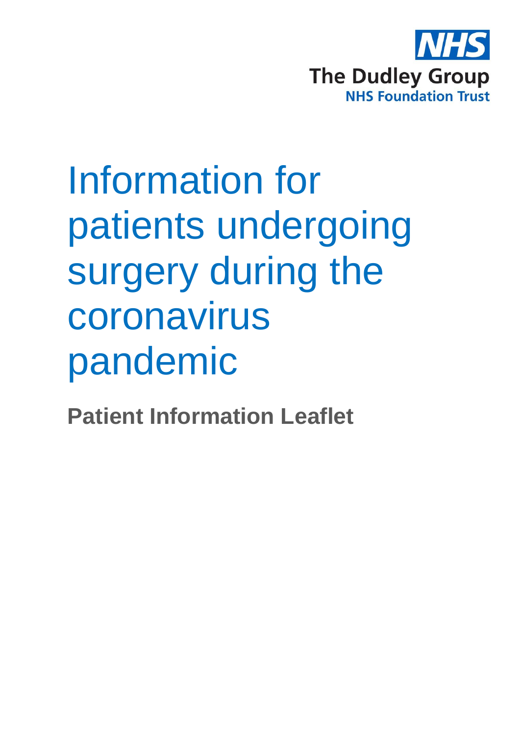NHS

The Dudley Group
NHS Foundation Trust

# Information for patients undergoing surgery during the coronavirus pandemic

**Patient Information Leaflet**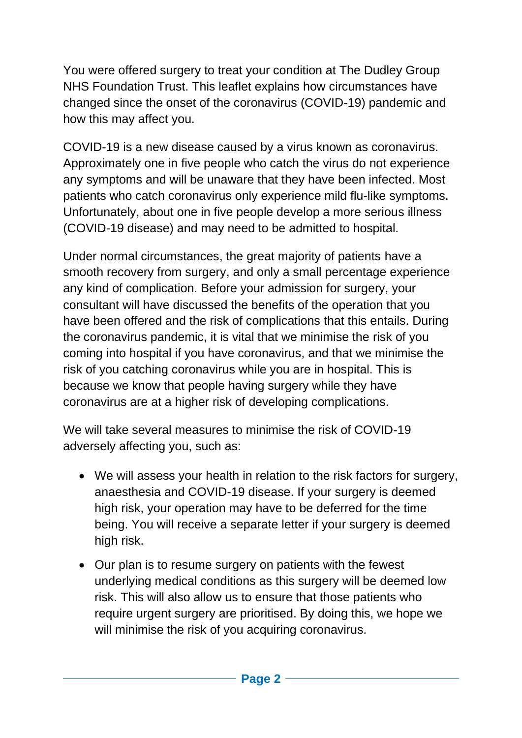You were offered surgery to treat your condition at The Dudley Group NHS Foundation Trust. This leaflet explains how circumstances have changed since the onset of the coronavirus (COVID-19) pandemic and how this may affect you.

COVID-19 is a new disease caused by a virus known as coronavirus. Approximately one in five people who catch the virus do not experience any symptoms and will be unaware that they have been infected. Most patients who catch coronavirus only experience mild flu-like symptoms. Unfortunately, about one in five people develop a more serious illness (COVID-19 disease) and may need to be admitted to hospital.

Under normal circumstances, the great majority of patients have a smooth recovery from surgery, and only a small percentage experience any kind of complication. Before your admission for surgery, your consultant will have discussed the benefits of the operation that you have been offered and the risk of complications that this entails. During the coronavirus pandemic, it is vital that we minimise the risk of you coming into hospital if you have coronavirus, and that we minimise the risk of you catching coronavirus while you are in hospital. This is because we know that people having surgery while they have coronavirus are at a higher risk of developing complications.

We will take several measures to minimise the risk of COVID-19 adversely affecting you, such as:

- We will assess your health in relation to the risk factors for surgery, anaesthesia and COVID-19 disease. If your surgery is deemed high risk, your operation may have to be deferred for the time being. You will receive a separate letter if your surgery is deemed high risk.
- Our plan is to resume surgery on patients with the fewest underlying medical conditions as this surgery will be deemed low risk. This will also allow us to ensure that those patients who require urgent surgery are prioritised. By doing this, we hope we will minimise the risk of you acquiring coronavirus.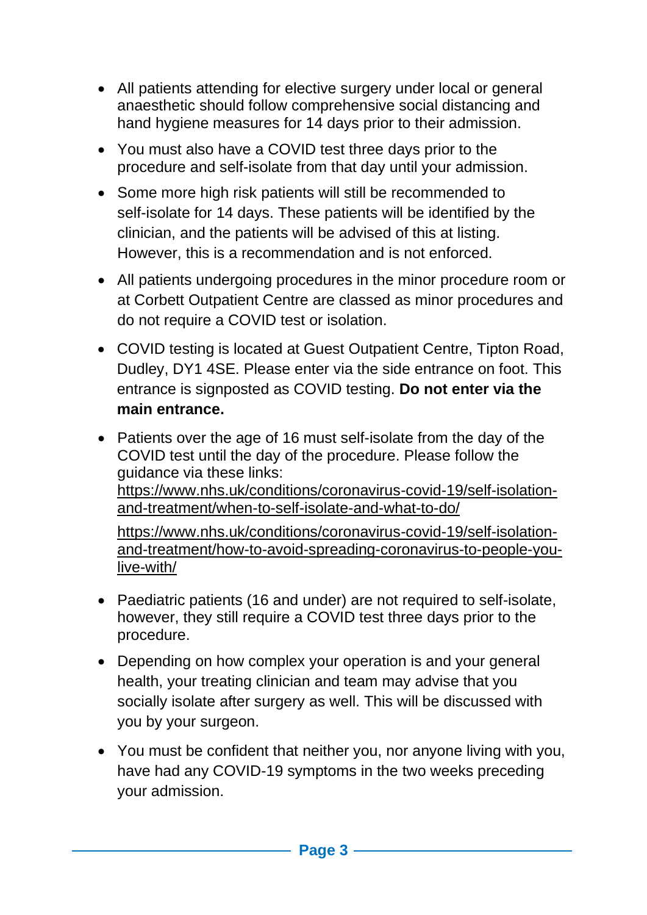- All patients attending for elective surgery under local or general anaesthetic should follow comprehensive social distancing and hand hygiene measures for 14 days prior to their admission.
- You must also have a COVID test three days prior to the procedure and self-isolate from that day until your admission.
- Some more high risk patients will still be recommended to self-isolate for 14 days. These patients will be identified by the clinician, and the patients will be advised of this at listing. However, this is a recommendation and is not enforced.
- All patients undergoing procedures in the minor procedure room or at Corbett Outpatient Centre are classed as minor procedures and do not require a COVID test or isolation.
- COVID testing is located at Guest Outpatient Centre, Tipton Road, Dudley, DY1 4SE. Please enter via the side entrance on foot. This entrance is signposted as COVID testing. **Do not enter via the main entrance.**
- Patients over the age of 16 must self-isolate from the day of the COVID test until the day of the procedure. Please follow the guidance via these links:
  https://www.nhs.uk/conditions/coronavirus-covid-19/self-isolation-and-treatment/when-to-self-isolate-and-what-to-do/

  https://www.nhs.uk/conditions/coronavirus-covid-19/self-isolation-and-treatment/how-to-avoid-spreading-coronavirus-to-people-you-live-with/
- Paediatric patients (16 and under) are not required to self-isolate, however, they still require a COVID test three days prior to the procedure.
- Depending on how complex your operation is and your general health, your treating clinician and team may advise that you socially isolate after surgery as well. This will be discussed with you by your surgeon.
- You must be confident that neither you, nor anyone living with you, have had any COVID-19 symptoms in the two weeks preceding your admission.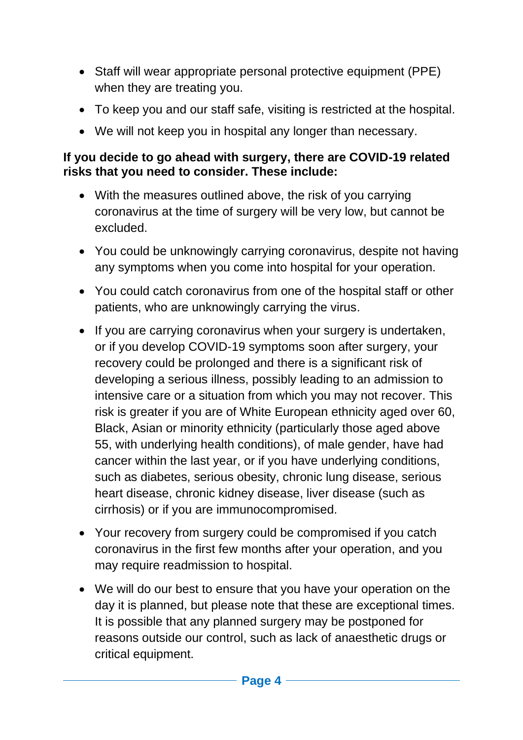- Staff will wear appropriate personal protective equipment (PPE) when they are treating you.
- To keep you and our staff safe, visiting is restricted at the hospital.
- We will not keep you in hospital any longer than necessary.

**If you decide to go ahead with surgery, there are COVID-19 related risks that you need to consider. These include:**

- With the measures outlined above, the risk of you carrying coronavirus at the time of surgery will be very low, but cannot be excluded.
- You could be unknowingly carrying coronavirus, despite not having any symptoms when you come into hospital for your operation.
- You could catch coronavirus from one of the hospital staff or other patients, who are unknowingly carrying the virus.
- If you are carrying coronavirus when your surgery is undertaken, or if you develop COVID-19 symptoms soon after surgery, your recovery could be prolonged and there is a significant risk of developing a serious illness, possibly leading to an admission to intensive care or a situation from which you may not recover. This risk is greater if you are of White European ethnicity aged over 60, Black, Asian or minority ethnicity (particularly those aged above 55, with underlying health conditions), of male gender, have had cancer within the last year, or if you have underlying conditions, such as diabetes, serious obesity, chronic lung disease, serious heart disease, chronic kidney disease, liver disease (such as cirrhosis) or if you are immunocompromised.
- Your recovery from surgery could be compromised if you catch coronavirus in the first few months after your operation, and you may require readmission to hospital.
- We will do our best to ensure that you have your operation on the day it is planned, but please note that these are exceptional times. It is possible that any planned surgery may be postponed for reasons outside our control, such as lack of anaesthetic drugs or critical equipment.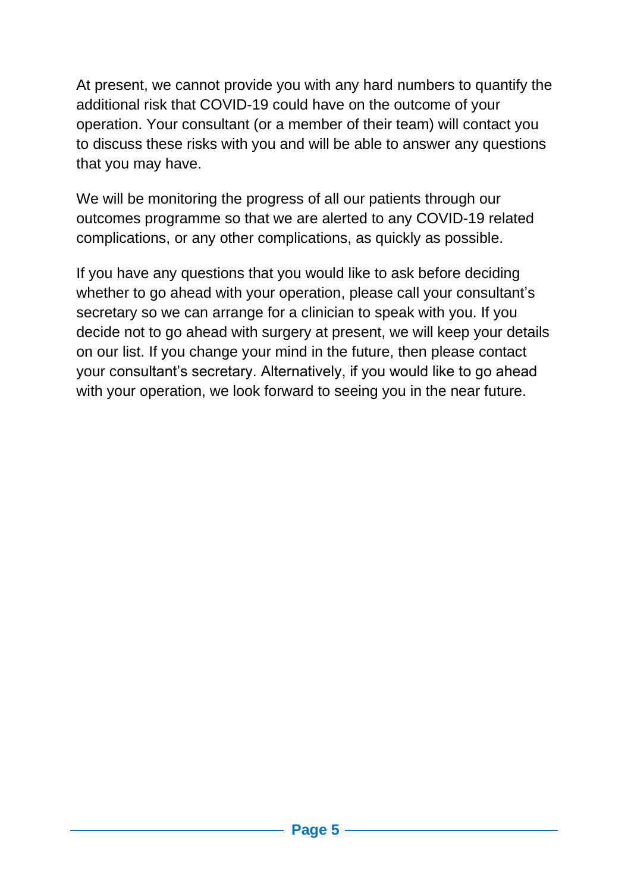At present, we cannot provide you with any hard numbers to quantify the additional risk that COVID-19 could have on the outcome of your operation. Your consultant (or a member of their team) will contact you to discuss these risks with you and will be able to answer any questions that you may have.

We will be monitoring the progress of all our patients through our outcomes programme so that we are alerted to any COVID-19 related complications, or any other complications, as quickly as possible.

If you have any questions that you would like to ask before deciding whether to go ahead with your operation, please call your consultant's secretary so we can arrange for a clinician to speak with you. If you decide not to go ahead with surgery at present, we will keep your details on our list. If you change your mind in the future, then please contact your consultant's secretary. Alternatively, if you would like to go ahead with your operation, we look forward to seeing you in the near future.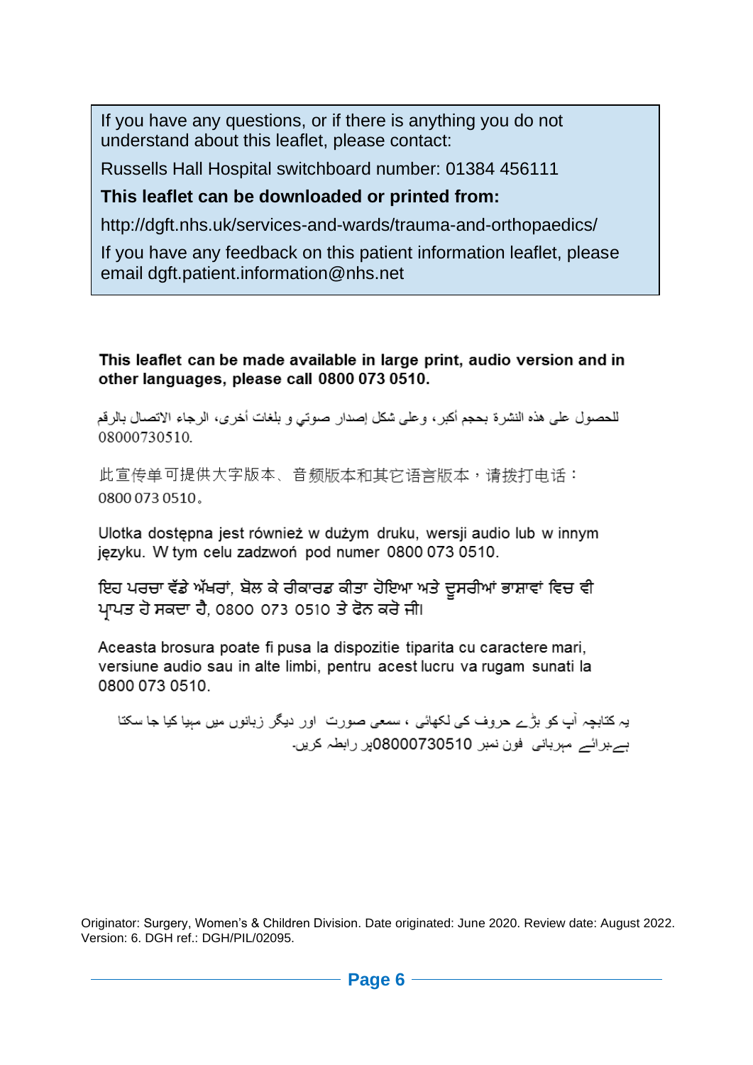If you have any questions, or if there is anything you do not understand about this leaflet, please contact:

Russells Hall Hospital switchboard number: 01384 456111

**This leaflet can be downloaded or printed from:**

http://dgft.nhs.uk/services-and-wards/trauma-and-orthopaedics/

If you have any feedback on this patient information leaflet, please email dgft.patient.information@nhs.net

**This leaflet can be made available in large print, audio version and in other languages, please call 0800 073 0510.**

للحصول على هذه النشرة بحجم أكبر، وعلى شكل إصدار صوتي و بلغات أخرى، الرجاء الاتصال بالرقم 08000730510.

此宣传单可提供大字版本、音频版本和其它语言版本，请拨打电话：0800 073 0510。

Ulotka dostępna jest również w dużym druku, wersji audio lub w innym języku. W tym celu zadzwoń pod numer 0800 073 0510.

ਇਹ ਪਰਚਾ ਵੱਡੇ ਅੱਖਰਾਂ, ਬੋਲ ਕੇ ਰੀਕਾਰਡ ਕੀਤਾ ਹੋਇਆ ਅਤੇ ਦੂਸਰੀਆਂ ਭਾਸ਼ਾਵਾਂ ਵਿਚ ਵੀ ਪ੍ਰਾਪਤ ਹੋ ਸਕਦਾ ਹੈ, 0800 073 0510 ਤੇ ਫੋਨ ਕਰੋ ਜੀ।

Aceasta brosura poate fi pusa la dispozitie tiparita cu caractere mari, versiune audio sau in alte limbi, pentru acest lucru va rugam sunati la 0800 073 0510.

یہ کتابچہ آپ کو بڑے حروف کی لکھائی ، سمعی صورت اور دیگر زبانوں میں مہیا کیا جا سکتا ہے برائے مہربانی فون نمبر 08000730510پر رابطہ کریں۔

Originator: Surgery, Women's & Children Division. Date originated: June 2020. Review date: August 2022. Version: 6. DGH ref.: DGH/PIL/02095.